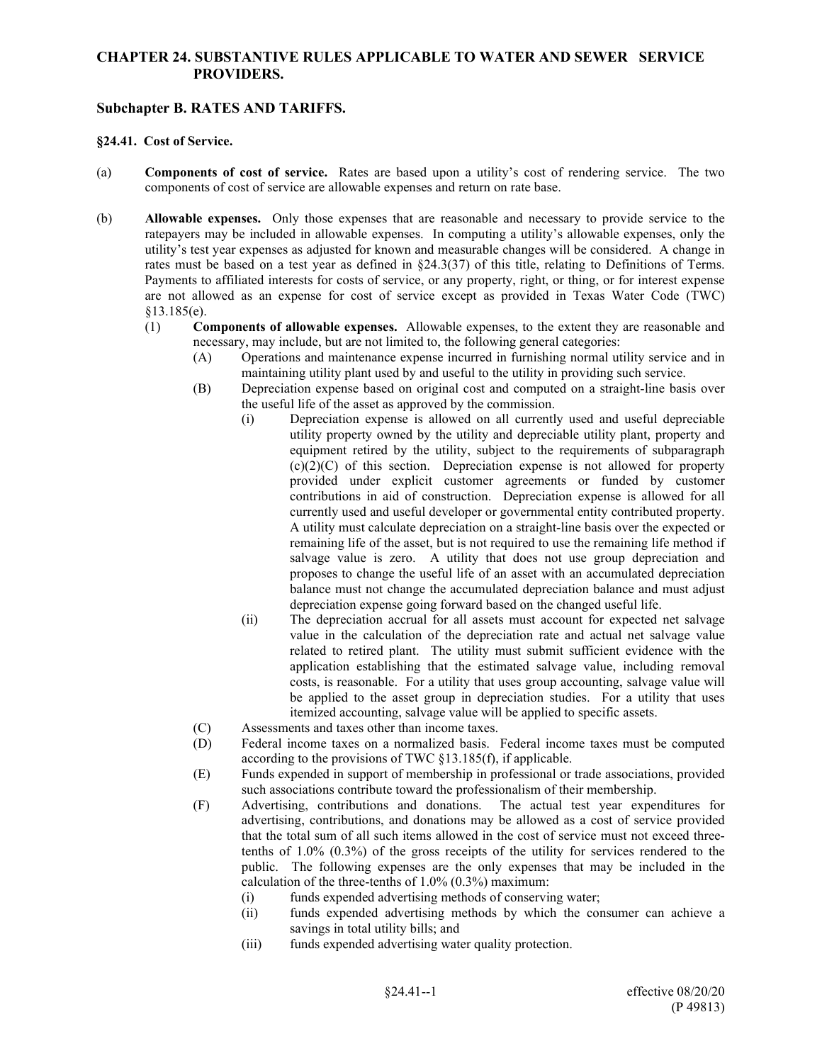# CHAPTER 24. SUBSTANTIVE RULES APPLICABLE TO WATER AND SEWER SERVICE PROVIDERS.

## Subchapter B. RATES AND TARIFFS.

### §24.41. Cost of Service.

(a) **Components of cost of service.** Rates are based upon a utility's cost of rendering service. The two components of cost of service are allowable expenses and return on rate base.

(b) **Allowable expenses.** Only those expenses that are reasonable and necessary to provide service to the ratepayers may be included in allowable expenses. In computing a utility's allowable expenses, only the utility's test year expenses as adjusted for known and measurable changes will be considered. A change in rates must be based on a test year as defined in §24.3(37) of this title, relating to Definitions of Terms. Payments to affiliated interests for costs of service, or any property, right, or thing, or for interest expense are not allowed as an expense for cost of service except as provided in Texas Water Code (TWC) §13.185(e).

- (1) **Components of allowable expenses.** Allowable expenses, to the extent they are reasonable and necessary, may include, but are not limited to, the following general categories:
  - (A) Operations and maintenance expense incurred in furnishing normal utility service and in maintaining utility plant used by and useful to the utility in providing such service.
  - (B) Depreciation expense based on original cost and computed on a straight-line basis over the useful life of the asset as approved by the commission.
    - (i) Depreciation expense is allowed on all currently used and useful depreciable utility property owned by the utility and depreciable utility plant, property and equipment retired by the utility, subject to the requirements of subparagraph (c)(2)(C) of this section. Depreciation expense is not allowed for property provided under explicit customer agreements or funded by customer contributions in aid of construction. Depreciation expense is allowed for all currently used and useful developer or governmental entity contributed property. A utility must calculate depreciation on a straight-line basis over the expected or remaining life of the asset, but is not required to use the remaining life method if salvage value is zero. A utility that does not use group depreciation and proposes to change the useful life of an asset with an accumulated depreciation balance must not change the accumulated depreciation balance and must adjust depreciation expense going forward based on the changed useful life.
    - (ii) The depreciation accrual for all assets must account for expected net salvage value in the calculation of the depreciation rate and actual net salvage value related to retired plant. The utility must submit sufficient evidence with the application establishing that the estimated salvage value, including removal costs, is reasonable. For a utility that uses group accounting, salvage value will be applied to the asset group in depreciation studies. For a utility that uses itemized accounting, salvage value will be applied to specific assets.
  - (C) Assessments and taxes other than income taxes.
  - (D) Federal income taxes on a normalized basis. Federal income taxes must be computed according to the provisions of TWC §13.185(f), if applicable.
  - (E) Funds expended in support of membership in professional or trade associations, provided such associations contribute toward the professionalism of their membership.
  - (F) Advertising, contributions and donations. The actual test year expenditures for advertising, contributions, and donations may be allowed as a cost of service provided that the total sum of all such items allowed in the cost of service must not exceed three-tenths of 1.0% (0.3%) of the gross receipts of the utility for services rendered to the public. The following expenses are the only expenses that may be included in the calculation of the three-tenths of 1.0% (0.3%) maximum:
    - (i) funds expended advertising methods of conserving water;
    - (ii) funds expended advertising methods by which the consumer can achieve a savings in total utility bills; and
    - (iii) funds expended advertising water quality protection.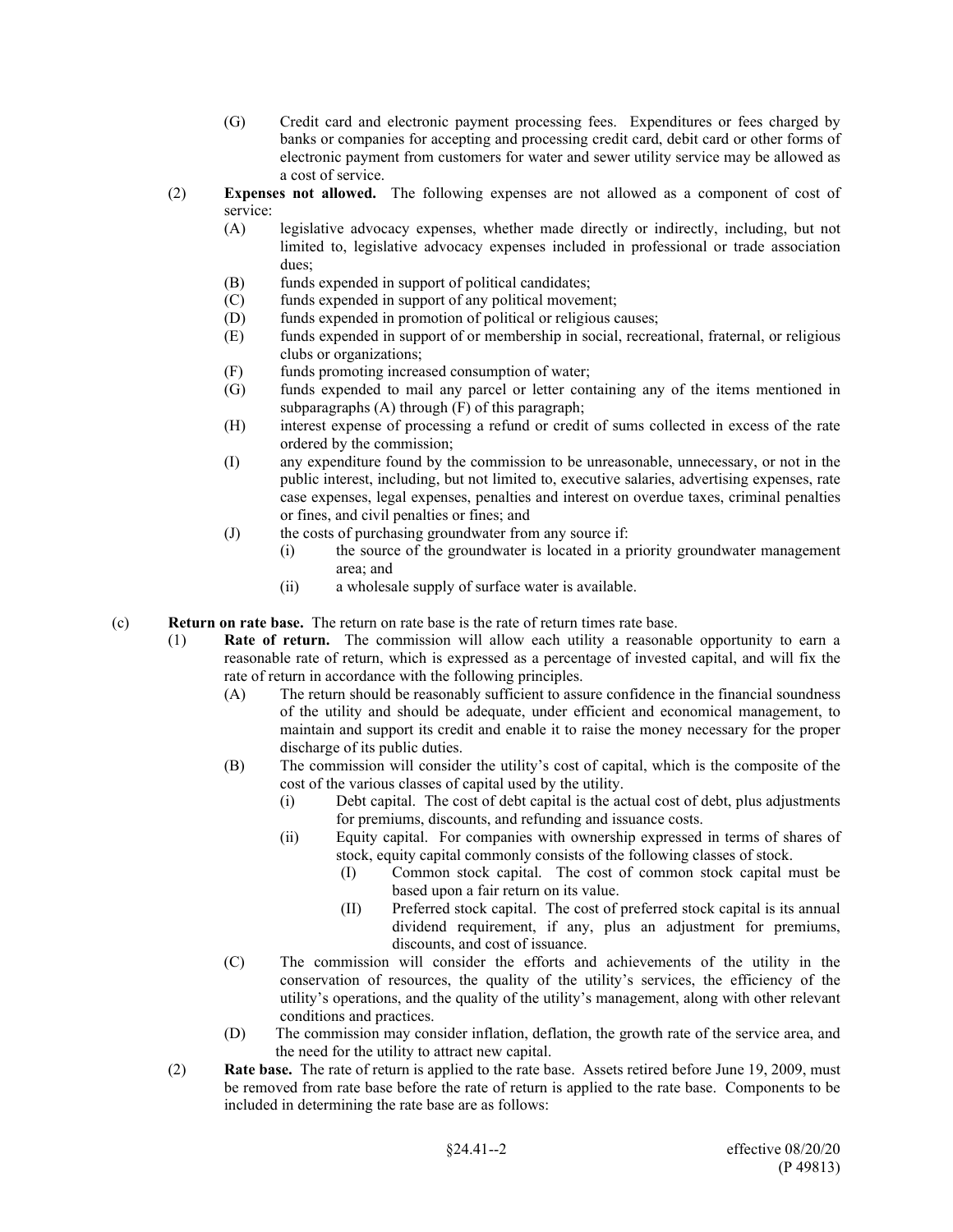(G) Credit card and electronic payment processing fees. Expenditures or fees charged by banks or companies for accepting and processing credit card, debit card or other forms of electronic payment from customers for water and sewer utility service may be allowed as a cost of service.

(2) **Expenses not allowed.** The following expenses are not allowed as a component of cost of service:

(A) legislative advocacy expenses, whether made directly or indirectly, including, but not limited to, legislative advocacy expenses included in professional or trade association dues;

(B) funds expended in support of political candidates;

(C) funds expended in support of any political movement;

(D) funds expended in promotion of political or religious causes;

(E) funds expended in support of or membership in social, recreational, fraternal, or religious clubs or organizations;

(F) funds promoting increased consumption of water;

(G) funds expended to mail any parcel or letter containing any of the items mentioned in subparagraphs (A) through (F) of this paragraph;

(H) interest expense of processing a refund or credit of sums collected in excess of the rate ordered by the commission;

(I) any expenditure found by the commission to be unreasonable, unnecessary, or not in the public interest, including, but not limited to, executive salaries, advertising expenses, rate case expenses, legal expenses, penalties and interest on overdue taxes, criminal penalties or fines, and civil penalties or fines; and

(J) the costs of purchasing groundwater from any source if:

(i) the source of the groundwater is located in a priority groundwater management area; and

(ii) a wholesale supply of surface water is available.

(c) **Return on rate base.** The return on rate base is the rate of return times rate base.

(1) **Rate of return.** The commission will allow each utility a reasonable opportunity to earn a reasonable rate of return, which is expressed as a percentage of invested capital, and will fix the rate of return in accordance with the following principles.

(A) The return should be reasonably sufficient to assure confidence in the financial soundness of the utility and should be adequate, under efficient and economical management, to maintain and support its credit and enable it to raise the money necessary for the proper discharge of its public duties.

(B) The commission will consider the utility's cost of capital, which is the composite of the cost of the various classes of capital used by the utility.

(i) Debt capital. The cost of debt capital is the actual cost of debt, plus adjustments for premiums, discounts, and refunding and issuance costs.

(ii) Equity capital. For companies with ownership expressed in terms of shares of stock, equity capital commonly consists of the following classes of stock.

(I) Common stock capital. The cost of common stock capital must be based upon a fair return on its value.

(II) Preferred stock capital. The cost of preferred stock capital is its annual dividend requirement, if any, plus an adjustment for premiums, discounts, and cost of issuance.

(C) The commission will consider the efforts and achievements of the utility in the conservation of resources, the quality of the utility's services, the efficiency of the utility's operations, and the quality of the utility's management, along with other relevant conditions and practices.

(D) The commission may consider inflation, deflation, the growth rate of the service area, and the need for the utility to attract new capital.

(2) **Rate base.** The rate of return is applied to the rate base. Assets retired before June 19, 2009, must be removed from rate base before the rate of return is applied to the rate base. Components to be included in determining the rate base are as follows: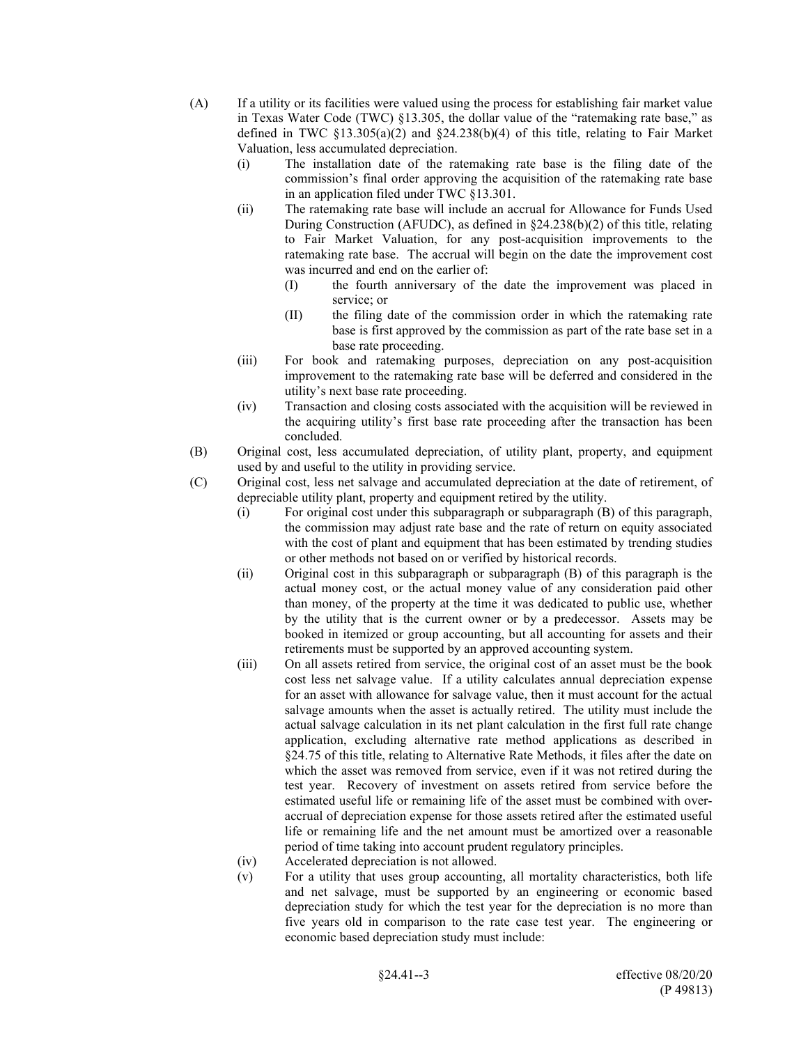(A) If a utility or its facilities were valued using the process for establishing fair market value in Texas Water Code (TWC) §13.305, the dollar value of the "ratemaking rate base," as defined in TWC §13.305(a)(2) and §24.238(b)(4) of this title, relating to Fair Market Valuation, less accumulated depreciation.

  (i) The installation date of the ratemaking rate base is the filing date of the commission's final order approving the acquisition of the ratemaking rate base in an application filed under TWC §13.301.

  (ii) The ratemaking rate base will include an accrual for Allowance for Funds Used During Construction (AFUDC), as defined in §24.238(b)(2) of this title, relating to Fair Market Valuation, for any post-acquisition improvements to the ratemaking rate base. The accrual will begin on the date the improvement cost was incurred and end on the earlier of:

    (I) the fourth anniversary of the date the improvement was placed in service; or

    (II) the filing date of the commission order in which the ratemaking rate base is first approved by the commission as part of the rate base set in a base rate proceeding.

  (iii) For book and ratemaking purposes, depreciation on any post-acquisition improvement to the ratemaking rate base will be deferred and considered in the utility's next base rate proceeding.

  (iv) Transaction and closing costs associated with the acquisition will be reviewed in the acquiring utility's first base rate proceeding after the transaction has been concluded.

(B) Original cost, less accumulated depreciation, of utility plant, property, and equipment used by and useful to the utility in providing service.

(C) Original cost, less net salvage and accumulated depreciation at the date of retirement, of depreciable utility plant, property and equipment retired by the utility.

  (i) For original cost under this subparagraph or subparagraph (B) of this paragraph, the commission may adjust rate base and the rate of return on equity associated with the cost of plant and equipment that has been estimated by trending studies or other methods not based on or verified by historical records.

  (ii) Original cost in this subparagraph or subparagraph (B) of this paragraph is the actual money cost, or the actual money value of any consideration paid other than money, of the property at the time it was dedicated to public use, whether by the utility that is the current owner or by a predecessor. Assets may be booked in itemized or group accounting, but all accounting for assets and their retirements must be supported by an approved accounting system.

  (iii) On all assets retired from service, the original cost of an asset must be the book cost less net salvage value. If a utility calculates annual depreciation expense for an asset with allowance for salvage value, then it must account for the actual salvage amounts when the asset is actually retired. The utility must include the actual salvage calculation in its net plant calculation in the first full rate change application, excluding alternative rate method applications as described in §24.75 of this title, relating to Alternative Rate Methods, it files after the date on which the asset was removed from service, even if it was not retired during the test year. Recovery of investment on assets retired from service before the estimated useful life or remaining life of the asset must be combined with over-accrual of depreciation expense for those assets retired after the estimated useful life or remaining life and the net amount must be amortized over a reasonable period of time taking into account prudent regulatory principles.

  (iv) Accelerated depreciation is not allowed.

  (v) For a utility that uses group accounting, all mortality characteristics, both life and net salvage, must be supported by an engineering or economic based depreciation study for which the test year for the depreciation is no more than five years old in comparison to the rate case test year. The engineering or economic based depreciation study must include: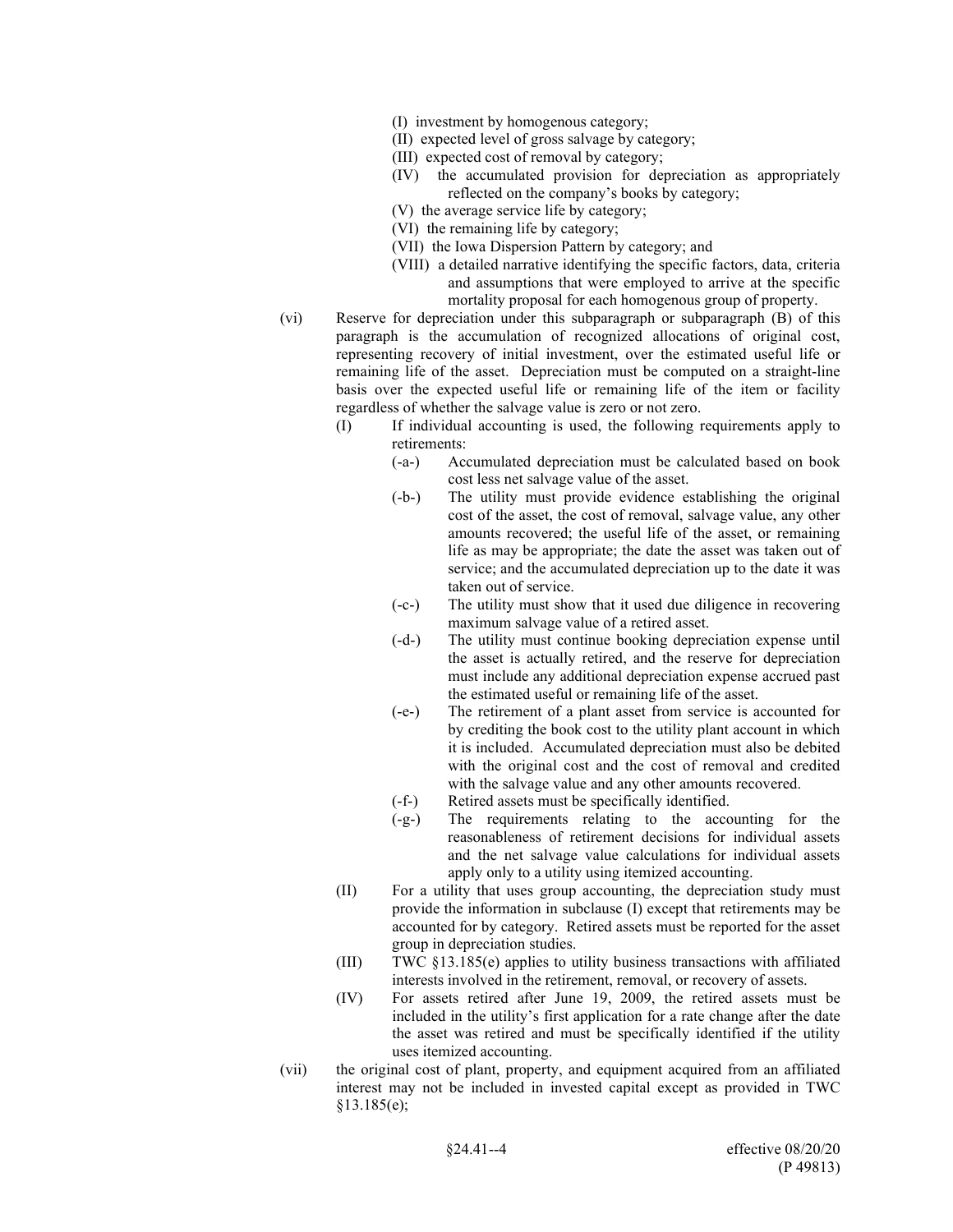(I) investment by homogenous category;

(II) expected level of gross salvage by category;

(III) expected cost of removal by category;

(IV) the accumulated provision for depreciation as appropriately reflected on the company's books by category;

(V) the average service life by category;

(VI) the remaining life by category;

(VII) the Iowa Dispersion Pattern by category; and

(VIII) a detailed narrative identifying the specific factors, data, criteria and assumptions that were employed to arrive at the specific mortality proposal for each homogenous group of property.

(vi) Reserve for depreciation under this subparagraph or subparagraph (B) of this paragraph is the accumulation of recognized allocations of original cost, representing recovery of initial investment, over the estimated useful life or remaining life of the asset. Depreciation must be computed on a straight-line basis over the expected useful life or remaining life of the item or facility regardless of whether the salvage value is zero or not zero.

(I) If individual accounting is used, the following requirements apply to retirements:

(-a-) Accumulated depreciation must be calculated based on book cost less net salvage value of the asset.

(-b-) The utility must provide evidence establishing the original cost of the asset, the cost of removal, salvage value, any other amounts recovered; the useful life of the asset, or remaining life as may be appropriate; the date the asset was taken out of service; and the accumulated depreciation up to the date it was taken out of service.

(-c-) The utility must show that it used due diligence in recovering maximum salvage value of a retired asset.

(-d-) The utility must continue booking depreciation expense until the asset is actually retired, and the reserve for depreciation must include any additional depreciation expense accrued past the estimated useful or remaining life of the asset.

(-e-) The retirement of a plant asset from service is accounted for by crediting the book cost to the utility plant account in which it is included. Accumulated depreciation must also be debited with the original cost and the cost of removal and credited with the salvage value and any other amounts recovered.

(-f-) Retired assets must be specifically identified.

(-g-) The requirements relating to the accounting for the reasonableness of retirement decisions for individual assets and the net salvage value calculations for individual assets apply only to a utility using itemized accounting.

(II) For a utility that uses group accounting, the depreciation study must provide the information in subclause (I) except that retirements may be accounted for by category. Retired assets must be reported for the asset group in depreciation studies.

(III) TWC §13.185(e) applies to utility business transactions with affiliated interests involved in the retirement, removal, or recovery of assets.

(IV) For assets retired after June 19, 2009, the retired assets must be included in the utility's first application for a rate change after the date the asset was retired and must be specifically identified if the utility uses itemized accounting.

(vii) the original cost of plant, property, and equipment acquired from an affiliated interest may not be included in invested capital except as provided in TWC §13.185(e);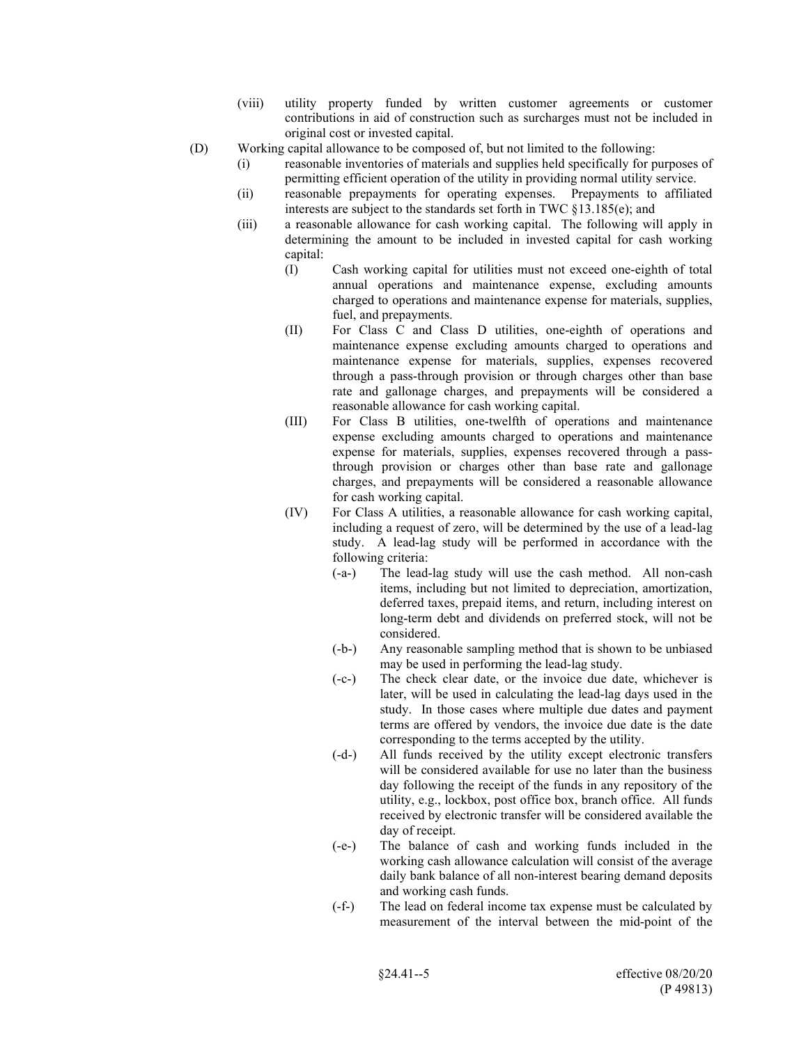(viii) utility property funded by written customer agreements or customer contributions in aid of construction such as surcharges must not be included in original cost or invested capital.

(D) Working capital allowance to be composed of, but not limited to the following:

(i) reasonable inventories of materials and supplies held specifically for purposes of permitting efficient operation of the utility in providing normal utility service.

(ii) reasonable prepayments for operating expenses. Prepayments to affiliated interests are subject to the standards set forth in TWC §13.185(e); and

(iii) a reasonable allowance for cash working capital. The following will apply in determining the amount to be included in invested capital for cash working capital:

(I) Cash working capital for utilities must not exceed one-eighth of total annual operations and maintenance expense, excluding amounts charged to operations and maintenance expense for materials, supplies, fuel, and prepayments.

(II) For Class C and Class D utilities, one-eighth of operations and maintenance expense excluding amounts charged to operations and maintenance expense for materials, supplies, expenses recovered through a pass-through provision or through charges other than base rate and gallonage charges, and prepayments will be considered a reasonable allowance for cash working capital.

(III) For Class B utilities, one-twelfth of operations and maintenance expense excluding amounts charged to operations and maintenance expense for materials, supplies, expenses recovered through a pass-through provision or charges other than base rate and gallonage charges, and prepayments will be considered a reasonable allowance for cash working capital.

(IV) For Class A utilities, a reasonable allowance for cash working capital, including a request of zero, will be determined by the use of a lead-lag study. A lead-lag study will be performed in accordance with the following criteria:

(-a-) The lead-lag study will use the cash method. All non-cash items, including but not limited to depreciation, amortization, deferred taxes, prepaid items, and return, including interest on long-term debt and dividends on preferred stock, will not be considered.

(-b-) Any reasonable sampling method that is shown to be unbiased may be used in performing the lead-lag study.

(-c-) The check clear date, or the invoice due date, whichever is later, will be used in calculating the lead-lag days used in the study. In those cases where multiple due dates and payment terms are offered by vendors, the invoice due date is the date corresponding to the terms accepted by the utility.

(-d-) All funds received by the utility except electronic transfers will be considered available for use no later than the business day following the receipt of the funds in any repository of the utility, e.g., lockbox, post office box, branch office. All funds received by electronic transfer will be considered available the day of receipt.

(-e-) The balance of cash and working funds included in the working cash allowance calculation will consist of the average daily bank balance of all non-interest bearing demand deposits and working cash funds.

(-f-) The lead on federal income tax expense must be calculated by measurement of the interval between the mid-point of the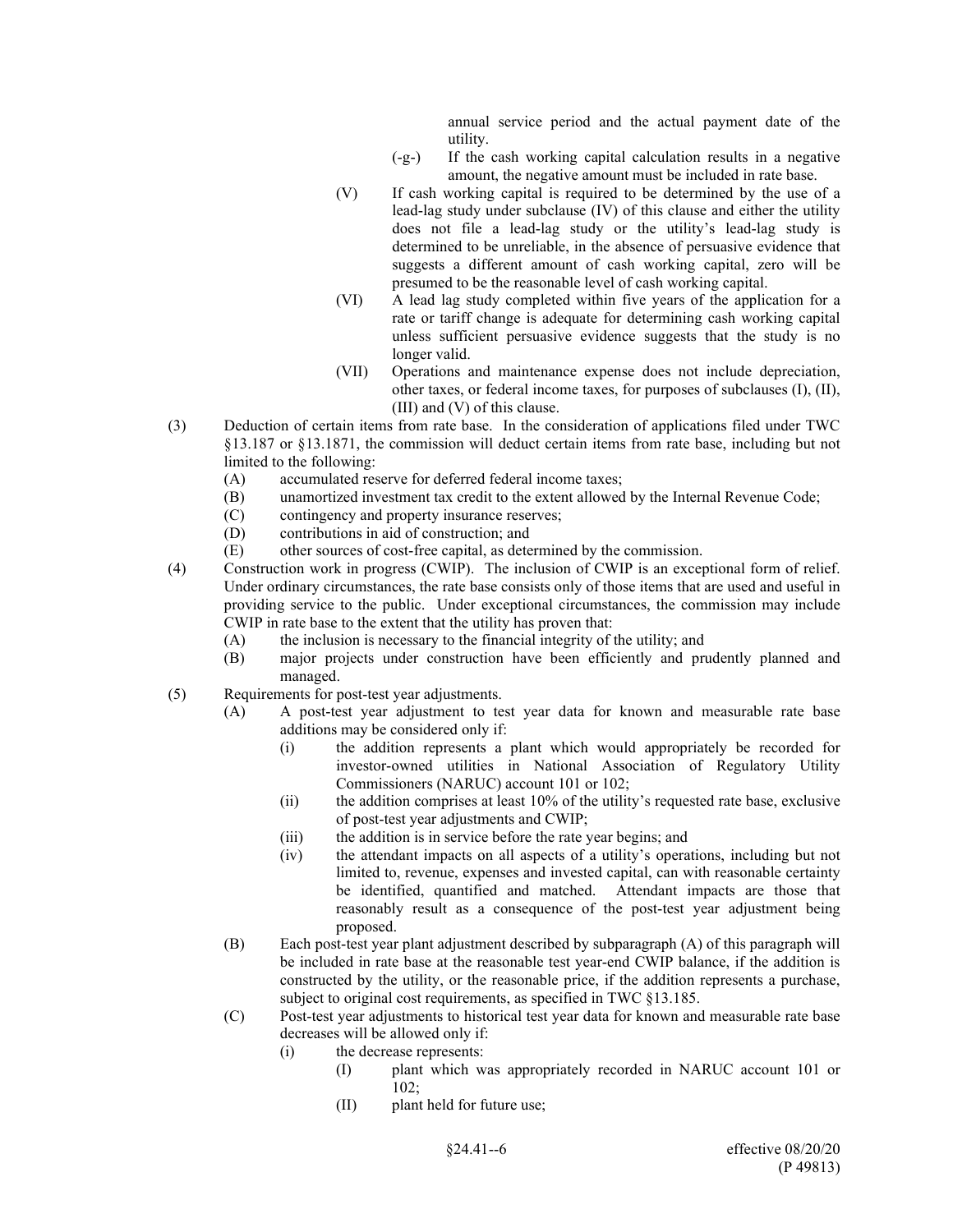annual service period and the actual payment date of the utility.

(-g-) If the cash working capital calculation results in a negative amount, the negative amount must be included in rate base.

(V) If cash working capital is required to be determined by the use of a lead-lag study under subclause (IV) of this clause and either the utility does not file a lead-lag study or the utility's lead-lag study is determined to be unreliable, in the absence of persuasive evidence that suggests a different amount of cash working capital, zero will be presumed to be the reasonable level of cash working capital.

(VI) A lead lag study completed within five years of the application for a rate or tariff change is adequate for determining cash working capital unless sufficient persuasive evidence suggests that the study is no longer valid.

(VII) Operations and maintenance expense does not include depreciation, other taxes, or federal income taxes, for purposes of subclauses (I), (II), (III) and (V) of this clause.

(3) Deduction of certain items from rate base. In the consideration of applications filed under TWC §13.187 or §13.1871, the commission will deduct certain items from rate base, including but not limited to the following:

(A) accumulated reserve for deferred federal income taxes;

(B) unamortized investment tax credit to the extent allowed by the Internal Revenue Code;

(C) contingency and property insurance reserves;

(D) contributions in aid of construction; and

(E) other sources of cost-free capital, as determined by the commission.

(4) Construction work in progress (CWIP). The inclusion of CWIP is an exceptional form of relief. Under ordinary circumstances, the rate base consists only of those items that are used and useful in providing service to the public. Under exceptional circumstances, the commission may include CWIP in rate base to the extent that the utility has proven that:

(A) the inclusion is necessary to the financial integrity of the utility; and

(B) major projects under construction have been efficiently and prudently planned and managed.

(5) Requirements for post-test year adjustments.

(A) A post-test year adjustment to test year data for known and measurable rate base additions may be considered only if:

(i) the addition represents a plant which would appropriately be recorded for investor-owned utilities in National Association of Regulatory Utility Commissioners (NARUC) account 101 or 102;

(ii) the addition comprises at least 10% of the utility's requested rate base, exclusive of post-test year adjustments and CWIP;

(iii) the addition is in service before the rate year begins; and

(iv) the attendant impacts on all aspects of a utility's operations, including but not limited to, revenue, expenses and invested capital, can with reasonable certainty be identified, quantified and matched. Attendant impacts are those that reasonably result as a consequence of the post-test year adjustment being proposed.

(B) Each post-test year plant adjustment described by subparagraph (A) of this paragraph will be included in rate base at the reasonable test year-end CWIP balance, if the addition is constructed by the utility, or the reasonable price, if the addition represents a purchase, subject to original cost requirements, as specified in TWC §13.185.

(C) Post-test year adjustments to historical test year data for known and measurable rate base decreases will be allowed only if:

(i) the decrease represents:

(I) plant which was appropriately recorded in NARUC account 101 or 102;

(II) plant held for future use;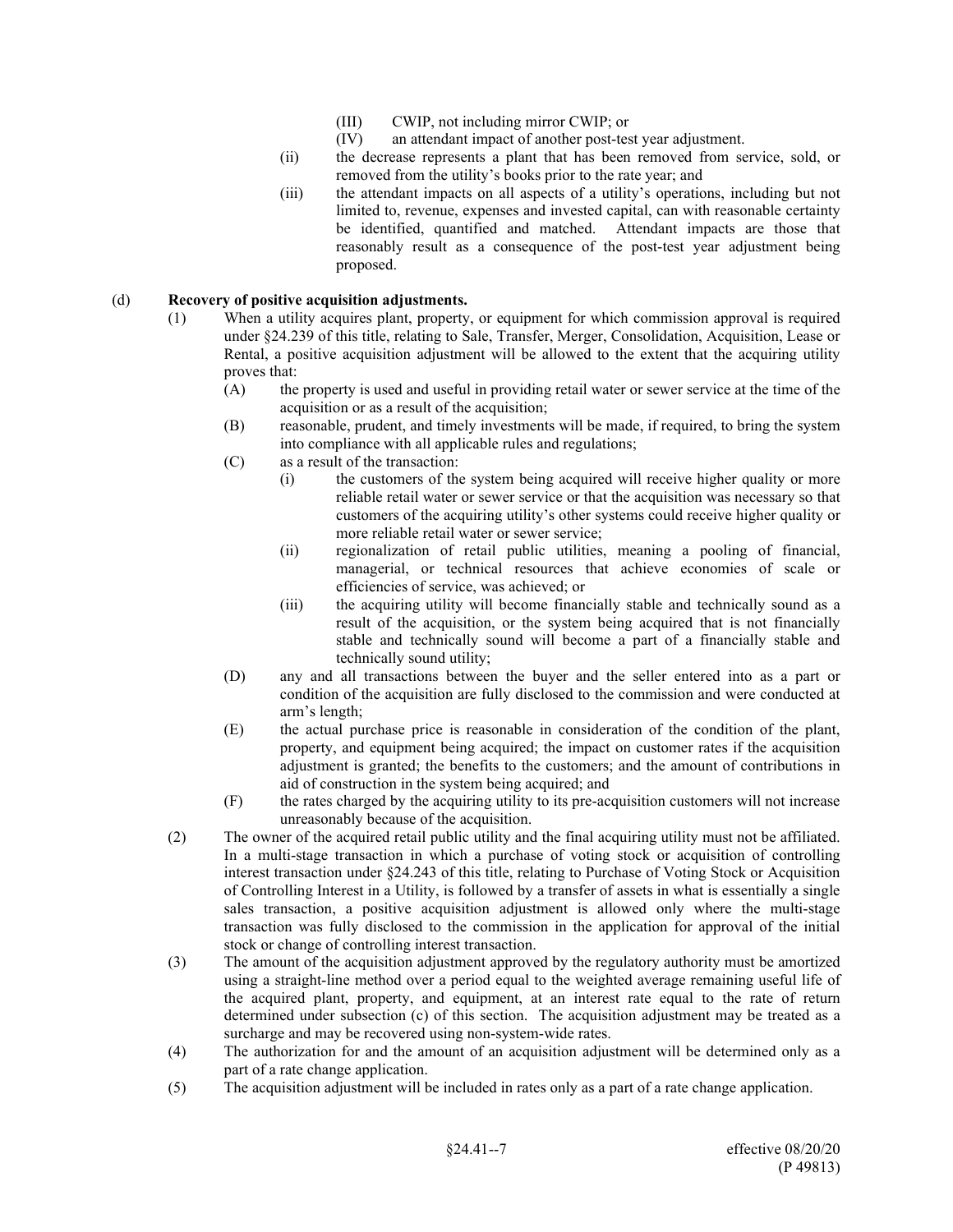(III) CWIP, not including mirror CWIP; or

(IV) an attendant impact of another post-test year adjustment.

(ii) the decrease represents a plant that has been removed from service, sold, or removed from the utility's books prior to the rate year; and

(iii) the attendant impacts on all aspects of a utility's operations, including but not limited to, revenue, expenses and invested capital, can with reasonable certainty be identified, quantified and matched. Attendant impacts are those that reasonably result as a consequence of the post-test year adjustment being proposed.

(d) **Recovery of positive acquisition adjustments.**

(1) When a utility acquires plant, property, or equipment for which commission approval is required under §24.239 of this title, relating to Sale, Transfer, Merger, Consolidation, Acquisition, Lease or Rental, a positive acquisition adjustment will be allowed to the extent that the acquiring utility proves that:

(A) the property is used and useful in providing retail water or sewer service at the time of the acquisition or as a result of the acquisition;

(B) reasonable, prudent, and timely investments will be made, if required, to bring the system into compliance with all applicable rules and regulations;

(C) as a result of the transaction:

(i) the customers of the system being acquired will receive higher quality or more reliable retail water or sewer service or that the acquisition was necessary so that customers of the acquiring utility's other systems could receive higher quality or more reliable retail water or sewer service;

(ii) regionalization of retail public utilities, meaning a pooling of financial, managerial, or technical resources that achieve economies of scale or efficiencies of service, was achieved; or

(iii) the acquiring utility will become financially stable and technically sound as a result of the acquisition, or the system being acquired that is not financially stable and technically sound will become a part of a financially stable and technically sound utility;

(D) any and all transactions between the buyer and the seller entered into as a part or condition of the acquisition are fully disclosed to the commission and were conducted at arm's length;

(E) the actual purchase price is reasonable in consideration of the condition of the plant, property, and equipment being acquired; the impact on customer rates if the acquisition adjustment is granted; the benefits to the customers; and the amount of contributions in aid of construction in the system being acquired; and

(F) the rates charged by the acquiring utility to its pre-acquisition customers will not increase unreasonably because of the acquisition.

(2) The owner of the acquired retail public utility and the final acquiring utility must not be affiliated. In a multi-stage transaction in which a purchase of voting stock or acquisition of controlling interest transaction under §24.243 of this title, relating to Purchase of Voting Stock or Acquisition of Controlling Interest in a Utility, is followed by a transfer of assets in what is essentially a single sales transaction, a positive acquisition adjustment is allowed only where the multi-stage transaction was fully disclosed to the commission in the application for approval of the initial stock or change of controlling interest transaction.

(3) The amount of the acquisition adjustment approved by the regulatory authority must be amortized using a straight-line method over a period equal to the weighted average remaining useful life of the acquired plant, property, and equipment, at an interest rate equal to the rate of return determined under subsection (c) of this section. The acquisition adjustment may be treated as a surcharge and may be recovered using non-system-wide rates.

(4) The authorization for and the amount of an acquisition adjustment will be determined only as a part of a rate change application.

(5) The acquisition adjustment will be included in rates only as a part of a rate change application.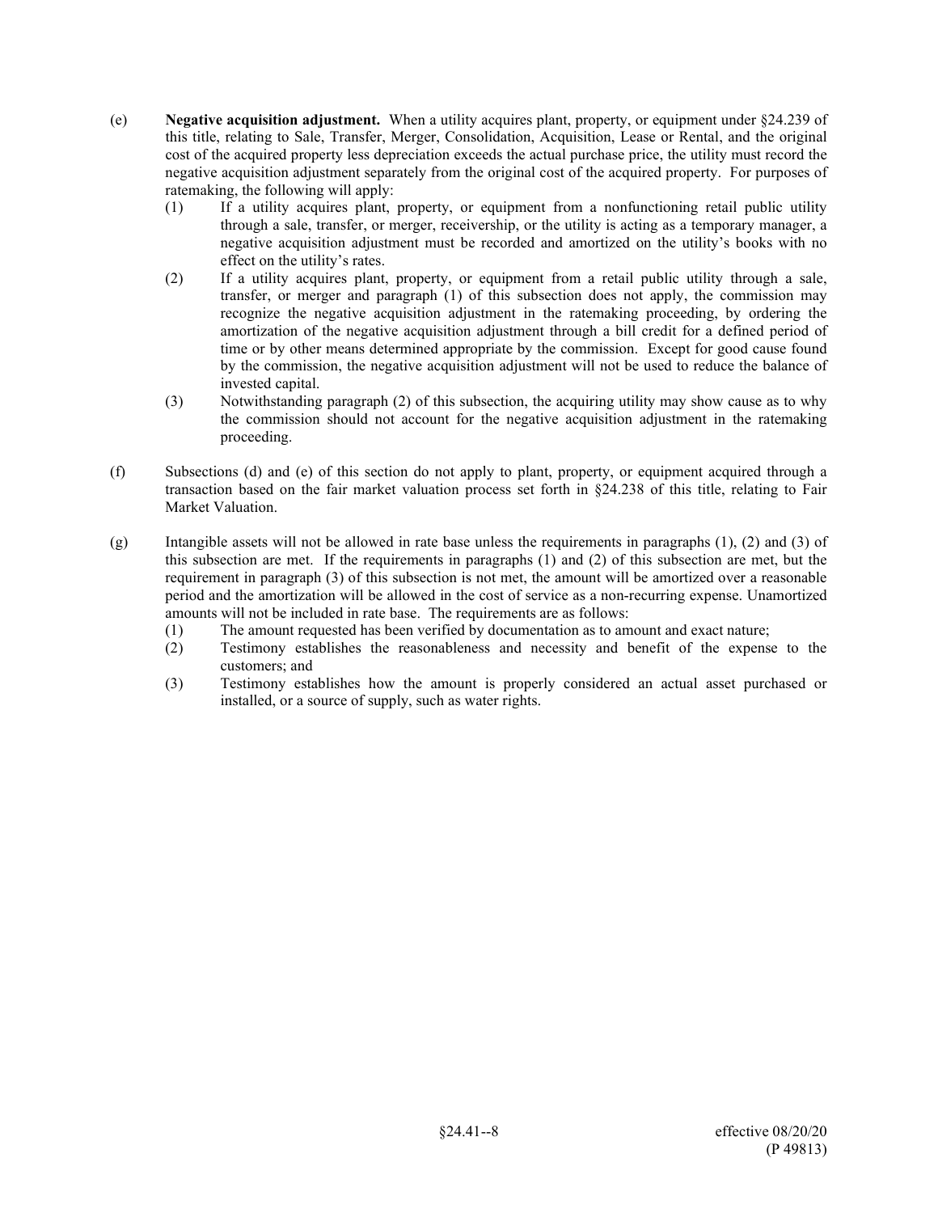(e) **Negative acquisition adjustment.** When a utility acquires plant, property, or equipment under §24.239 of this title, relating to Sale, Transfer, Merger, Consolidation, Acquisition, Lease or Rental, and the original cost of the acquired property less depreciation exceeds the actual purchase price, the utility must record the negative acquisition adjustment separately from the original cost of the acquired property. For purposes of ratemaking, the following will apply:

(1) If a utility acquires plant, property, or equipment from a nonfunctioning retail public utility through a sale, transfer, or merger, receivership, or the utility is acting as a temporary manager, a negative acquisition adjustment must be recorded and amortized on the utility's books with no effect on the utility's rates.

(2) If a utility acquires plant, property, or equipment from a retail public utility through a sale, transfer, or merger and paragraph (1) of this subsection does not apply, the commission may recognize the negative acquisition adjustment in the ratemaking proceeding, by ordering the amortization of the negative acquisition adjustment through a bill credit for a defined period of time or by other means determined appropriate by the commission. Except for good cause found by the commission, the negative acquisition adjustment will not be used to reduce the balance of invested capital.

(3) Notwithstanding paragraph (2) of this subsection, the acquiring utility may show cause as to why the commission should not account for the negative acquisition adjustment in the ratemaking proceeding.

(f) Subsections (d) and (e) of this section do not apply to plant, property, or equipment acquired through a transaction based on the fair market valuation process set forth in §24.238 of this title, relating to Fair Market Valuation.

(g) Intangible assets will not be allowed in rate base unless the requirements in paragraphs (1), (2) and (3) of this subsection are met. If the requirements in paragraphs (1) and (2) of this subsection are met, but the requirement in paragraph (3) of this subsection is not met, the amount will be amortized over a reasonable period and the amortization will be allowed in the cost of service as a non-recurring expense. Unamortized amounts will not be included in rate base. The requirements are as follows:

(1) The amount requested has been verified by documentation as to amount and exact nature;

(2) Testimony establishes the reasonableness and necessity and benefit of the expense to the customers; and

(3) Testimony establishes how the amount is properly considered an actual asset purchased or installed, or a source of supply, such as water rights.